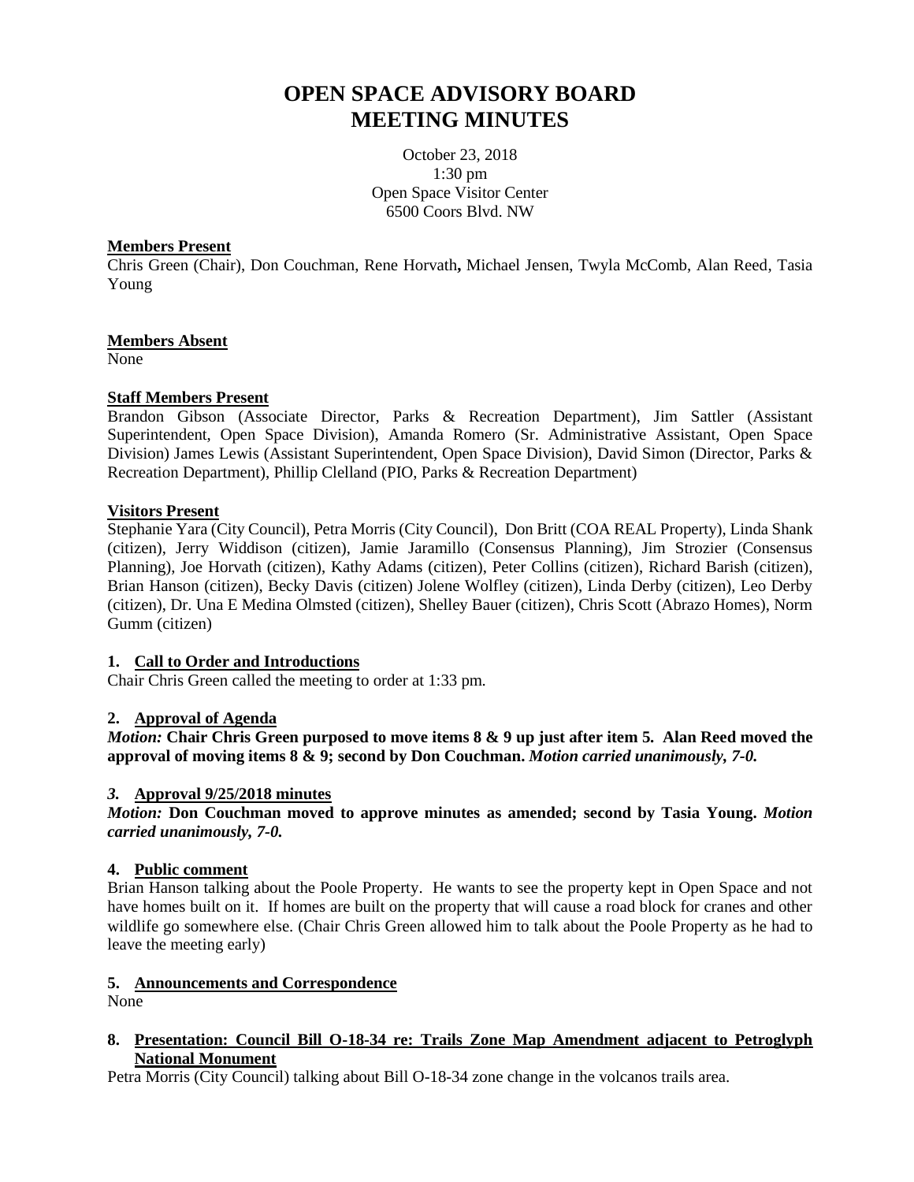# OPEN SPACE ADVISORY BOARD
# MEETING MINUTES

October 23, 2018
1:30 pm
Open Space Visitor Center
6500 Coors Blvd. NW

**Members Present**

Chris Green (Chair), Don Couchman, Rene Horvath**,** Michael Jensen, Twyla McComb, Alan Reed, Tasia Young

**Members Absent**

None

**Staff Members Present**

Brandon Gibson (Associate Director, Parks & Recreation Department), Jim Sattler (Assistant Superintendent, Open Space Division), Amanda Romero (Sr. Administrative Assistant, Open Space Division) James Lewis (Assistant Superintendent, Open Space Division), David Simon (Director, Parks & Recreation Department), Phillip Clelland (PIO, Parks & Recreation Department)

**Visitors Present**

Stephanie Yara (City Council), Petra Morris (City Council), Don Britt (COA REAL Property), Linda Shank (citizen), Jerry Widdison (citizen), Jamie Jaramillo (Consensus Planning), Jim Strozier (Consensus Planning), Joe Horvath (citizen), Kathy Adams (citizen), Peter Collins (citizen), Richard Barish (citizen), Brian Hanson (citizen), Becky Davis (citizen) Jolene Wolfley (citizen), Linda Derby (citizen), Leo Derby (citizen), Dr. Una E Medina Olmsted (citizen), Shelley Bauer (citizen), Chris Scott (Abrazo Homes), Norm Gumm (citizen)

**1. Call to Order and Introductions**

Chair Chris Green called the meeting to order at 1:33 pm.

**2. Approval of Agenda**

***Motion:*** **Chair Chris Green purposed to move items 8 & 9 up just after item 5. Alan Reed moved the approval of moving items 8 & 9; second by Don Couchman.** ***Motion carried unanimously, 7-0.***

***3.*** **Approval 9/25/2018 minutes**

***Motion:*** **Don Couchman moved to approve minutes as amended; second by Tasia Young.** ***Motion carried unanimously, 7-0.***

**4. Public comment**

Brian Hanson talking about the Poole Property. He wants to see the property kept in Open Space and not have homes built on it. If homes are built on the property that will cause a road block for cranes and other wildlife go somewhere else. (Chair Chris Green allowed him to talk about the Poole Property as he had to leave the meeting early)

**5. Announcements and Correspondence**

None

**8. Presentation: Council Bill O-18-34 re: Trails Zone Map Amendment adjacent to Petroglyph National Monument**

Petra Morris (City Council) talking about Bill O-18-34 zone change in the volcanos trails area.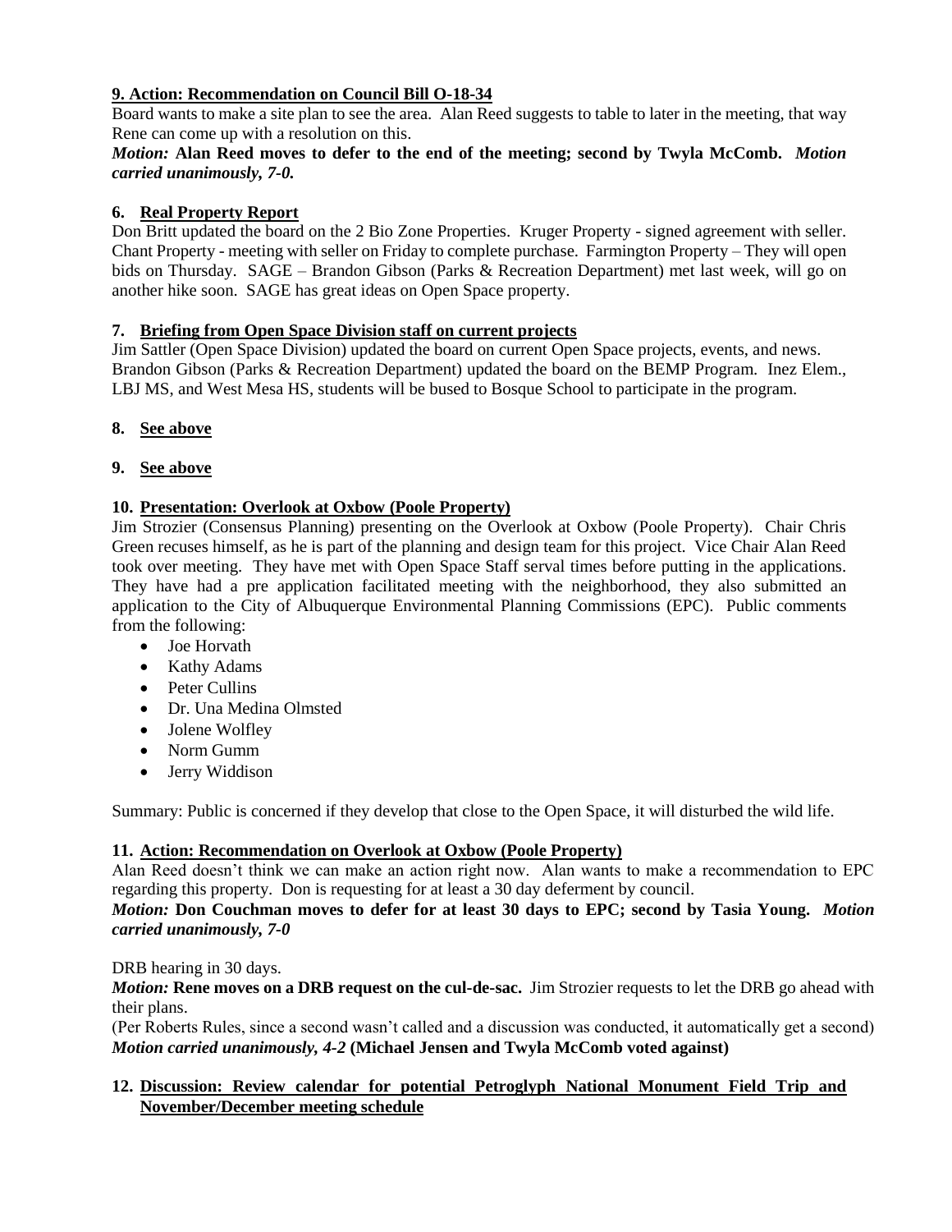**9. Action: Recommendation on Council Bill O-18-34**

Board wants to make a site plan to see the area. Alan Reed suggests to table to later in the meeting, that way Rene can come up with a resolution on this.

***Motion:*** **Alan Reed moves to defer to the end of the meeting; second by Twyla McComb.** ***Motion carried unanimously, 7-0.***

**6. Real Property Report**

Don Britt updated the board on the 2 Bio Zone Properties. Kruger Property - signed agreement with seller. Chant Property - meeting with seller on Friday to complete purchase. Farmington Property – They will open bids on Thursday. SAGE – Brandon Gibson (Parks & Recreation Department) met last week, will go on another hike soon. SAGE has great ideas on Open Space property.

**7. Briefing from Open Space Division staff on current projects**

Jim Sattler (Open Space Division) updated the board on current Open Space projects, events, and news. Brandon Gibson (Parks & Recreation Department) updated the board on the BEMP Program. Inez Elem., LBJ MS, and West Mesa HS, students will be bused to Bosque School to participate in the program.

**8. See above**

**9. See above**

**10. Presentation: Overlook at Oxbow (Poole Property)**

Jim Strozier (Consensus Planning) presenting on the Overlook at Oxbow (Poole Property). Chair Chris Green recuses himself, as he is part of the planning and design team for this project. Vice Chair Alan Reed took over meeting. They have met with Open Space Staff serval times before putting in the applications. They have had a pre application facilitated meeting with the neighborhood, they also submitted an application to the City of Albuquerque Environmental Planning Commissions (EPC). Public comments from the following:

- Joe Horvath
- Kathy Adams
- Peter Cullins
- Dr. Una Medina Olmsted
- Jolene Wolfley
- Norm Gumm
- Jerry Widdison

Summary: Public is concerned if they develop that close to the Open Space, it will disturbed the wild life.

**11. Action: Recommendation on Overlook at Oxbow (Poole Property)**

Alan Reed doesn't think we can make an action right now. Alan wants to make a recommendation to EPC regarding this property. Don is requesting for at least a 30 day deferment by council.

***Motion:*** **Don Couchman moves to defer for at least 30 days to EPC; second by Tasia Young.** ***Motion carried unanimously, 7-0***

DRB hearing in 30 days.

***Motion:*** **Rene moves on a DRB request on the cul-de-sac.** Jim Strozier requests to let the DRB go ahead with their plans.

(Per Roberts Rules, since a second wasn't called and a discussion was conducted, it automatically get a second)

***Motion carried unanimously, 4-2*** **(Michael Jensen and Twyla McComb voted against)**

**12. Discussion: Review calendar for potential Petroglyph National Monument Field Trip and November/December meeting schedule**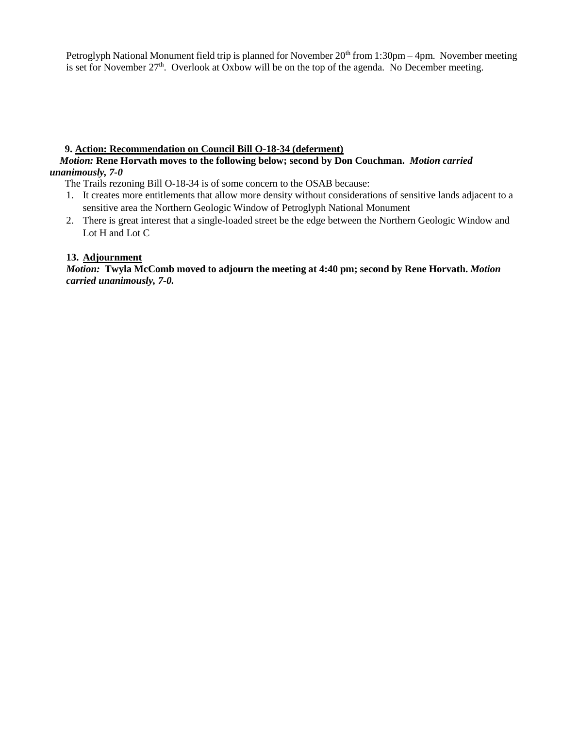Petroglyph National Monument field trip is planned for November 20th from 1:30pm – 4pm. November meeting is set for November 27th. Overlook at Oxbow will be on the top of the agenda. No December meeting.

**9. <u>Action: Recommendation on Council Bill O-18-34 (deferment)</u>**

***Motion:*** **Rene Horvath moves to the following below; second by Don Couchman.** ***Motion carried unanimously, 7-0***

The Trails rezoning Bill O-18-34 is of some concern to the OSAB because:

1. It creates more entitlements that allow more density without considerations of sensitive lands adjacent to a sensitive area the Northern Geologic Window of Petroglyph National Monument
2. There is great interest that a single-loaded street be the edge between the Northern Geologic Window and Lot H and Lot C

**13. <u>Adjournment</u>**

***Motion:*** **Twyla McComb moved to adjourn the meeting at 4:40 pm; second by Rene Horvath.** ***Motion carried unanimously, 7-0.***